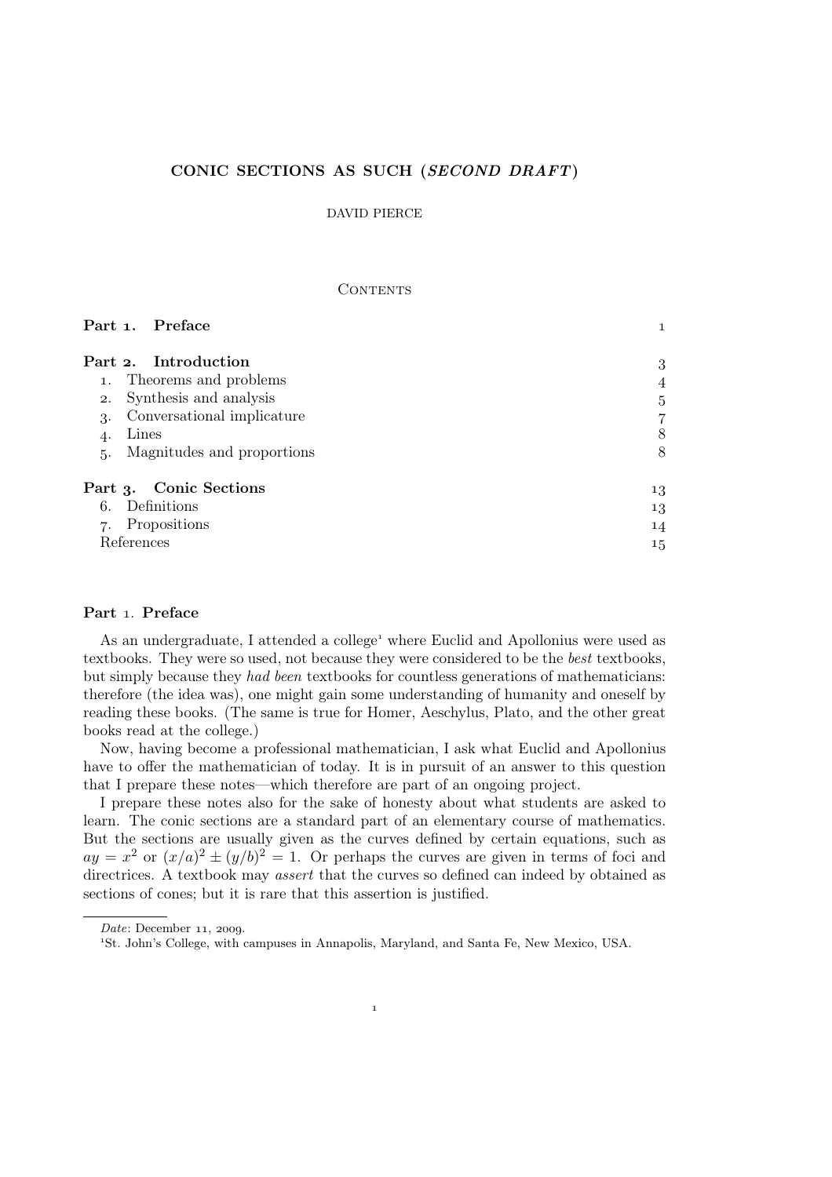# CONIC SECTIONS AS SUCH (*SECOND DRAFT*)

DAVID PIERCE

## Contents

| | |
|---|---|
| **Part 1. Preface** | 1 |
| **Part 2. Introduction** | 3 |
| 1. Theorems and problems | 4 |
| 2. Synthesis and analysis | 5 |
| 3. Conversational implicature | 7 |
| 4. Lines | 8 |
| 5. Magnitudes and proportions | 8 |
| **Part 3. Conic Sections** | 13 |
| 6. Definitions | 13 |
| 7. Propositions | 14 |
| References | 15 |

## Part 1. Preface

As an undergraduate, I attended a college[1] where Euclid and Apollonius were used as textbooks. They were so used, not because they were considered to be the *best* textbooks, but simply because they *had been* textbooks for countless generations of mathematicians: therefore (the idea was), one might gain some understanding of humanity and oneself by reading these books. (The same is true for Homer, Aeschylus, Plato, and the other great books read at the college.)

Now, having become a professional mathematician, I ask what Euclid and Apollonius have to offer the mathematician of today. It is in pursuit of an answer to this question that I prepare these notes—which therefore are part of an ongoing project.

I prepare these notes also for the sake of honesty about what students are asked to learn. The conic sections are a standard part of an elementary course of mathematics. But the sections are usually given as the curves defined by certain equations, such as $ay = x^2$ or $(x/a)^2 \pm (y/b)^2 = 1$. Or perhaps the curves are given in terms of foci and directrices. A textbook may *assert* that the curves so defined can indeed by obtained as sections of cones; but it is rare that this assertion is justified.

---

*Date*: December 11, 2009.

[1] St. John's College, with campuses in Annapolis, Maryland, and Santa Fe, New Mexico, USA.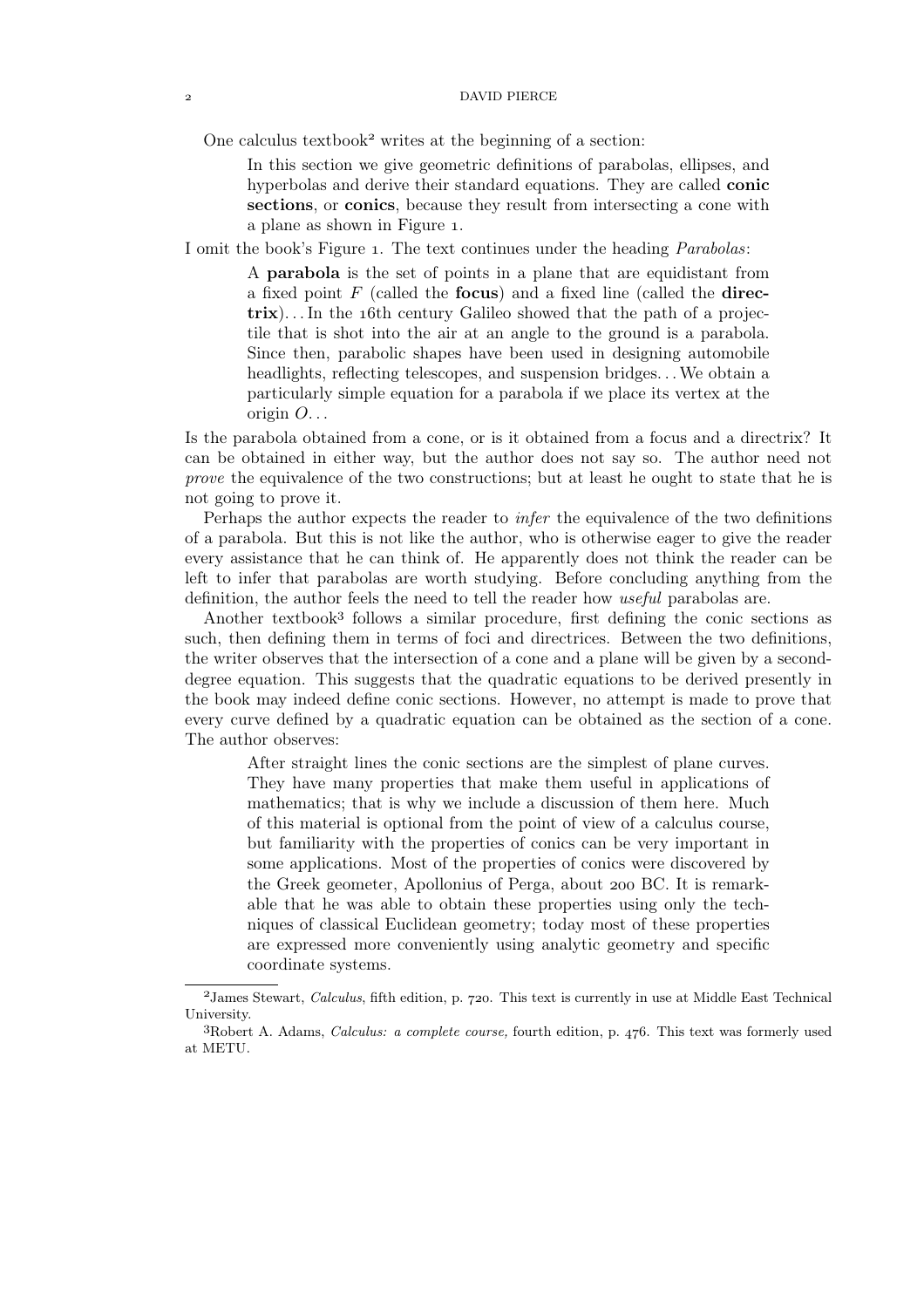One calculus textbook[2] writes at the beginning of a section:

> In this section we give geometric definitions of parabolas, ellipses, and hyperbolas and derive their standard equations. They are called **conic sections**, or **conics**, because they result from intersecting a cone with a plane as shown in Figure 1.

I omit the book's Figure 1. The text continues under the heading *Parabolas*:

> A **parabola** is the set of points in a plane that are equidistant from a fixed point $F$ (called the **focus**) and a fixed line (called the **directrix**)... In the 16th century Galileo showed that the path of a projectile that is shot into the air at an angle to the ground is a parabola. Since then, parabolic shapes have been used in designing automobile headlights, reflecting telescopes, and suspension bridges... We obtain a particularly simple equation for a parabola if we place its vertex at the origin $O$...

Is the parabola obtained from a cone, or is it obtained from a focus and a directrix? It can be obtained in either way, but the author does not say so. The author need not *prove* the equivalence of the two constructions; but at least he ought to state that he is not going to prove it.

Perhaps the author expects the reader to *infer* the equivalence of the two definitions of a parabola. But this is not like the author, who is otherwise eager to give the reader every assistance that he can think of. He apparently does not think the reader can be left to infer that parabolas are worth studying. Before concluding anything from the definition, the author feels the need to tell the reader how *useful* parabolas are.

Another textbook[3] follows a similar procedure, first defining the conic sections as such, then defining them in terms of foci and directrices. Between the two definitions, the writer observes that the intersection of a cone and a plane will be given by a second-degree equation. This suggests that the quadratic equations to be derived presently in the book may indeed define conic sections. However, no attempt is made to prove that every curve defined by a quadratic equation can be obtained as the section of a cone. The author observes:

> After straight lines the conic sections are the simplest of plane curves. They have many properties that make them useful in applications of mathematics; that is why we include a discussion of them here. Much of this material is optional from the point of view of a calculus course, but familiarity with the properties of conics can be very important in some applications. Most of the properties of conics were discovered by the Greek geometer, Apollonius of Perga, about 200 BC. It is remarkable that he was able to obtain these properties using only the techniques of classical Euclidean geometry; today most of these properties are expressed more conveniently using analytic geometry and specific coordinate systems.

---

[2] James Stewart, *Calculus*, fifth edition, p. 720. This text is currently in use at Middle East Technical University.

[3] Robert A. Adams, *Calculus: a complete course,* fourth edition, p. 476. This text was formerly used at METU.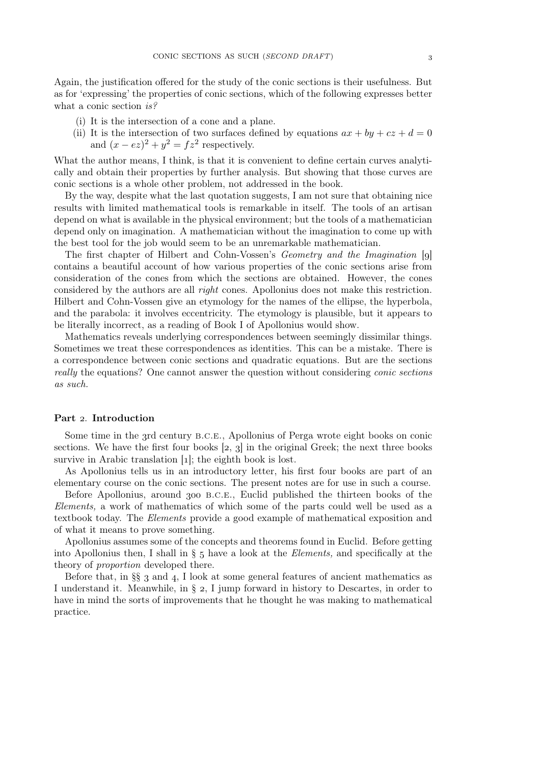Again, the justification offered for the study of the conic sections is their usefulness. But as for 'expressing' the properties of conic sections, which of the following expresses better what a conic section *is?*

(i) It is the intersection of a cone and a plane.
(ii) It is the intersection of two surfaces defined by equations $ax + by + cz + d = 0$ and $(x - ez)^2 + y^2 = fz^2$ respectively.

What the author means, I think, is that it is convenient to define certain curves analytically and obtain their properties by further analysis. But showing that those curves are conic sections is a whole other problem, not addressed in the book.

By the way, despite what the last quotation suggests, I am not sure that obtaining nice results with limited mathematical tools is remarkable in itself. The tools of an artisan depend on what is available in the physical environment; but the tools of a mathematician depend only on imagination. A mathematician without the imagination to come up with the best tool for the job would seem to be an unremarkable mathematician.

The first chapter of Hilbert and Cohn-Vossen's *Geometry and the Imagination* [9] contains a beautiful account of how various properties of the conic sections arise from consideration of the cones from which the sections are obtained. However, the cones considered by the authors are all *right* cones. Apollonius does not make this restriction. Hilbert and Cohn-Vossen give an etymology for the names of the ellipse, the hyperbola, and the parabola: it involves eccentricity. The etymology is plausible, but it appears to be literally incorrect, as a reading of Book I of Apollonius would show.

Mathematics reveals underlying correspondences between seemingly dissimilar things. Sometimes we treat these correspondences as identities. This can be a mistake. There is a correspondence between conic sections and quadratic equations. But are the sections *really* the equations? One cannot answer the question without considering *conic sections as such.*

## Part 2. Introduction

Some time in the 3rd century B.C.E., Apollonius of Perga wrote eight books on conic sections. We have the first four books [2, 3] in the original Greek; the next three books survive in Arabic translation [1]; the eighth book is lost.

As Apollonius tells us in an introductory letter, his first four books are part of an elementary course on the conic sections. The present notes are for use in such a course.

Before Apollonius, around 300 B.C.E., Euclid published the thirteen books of the *Elements,* a work of mathematics of which some of the parts could well be used as a textbook today. The *Elements* provide a good example of mathematical exposition and of what it means to prove something.

Apollonius assumes some of the concepts and theorems found in Euclid. Before getting into Apollonius then, I shall in § 5 have a look at the *Elements,* and specifically at the theory of *proportion* developed there.

Before that, in §§ 3 and 4, I look at some general features of ancient mathematics as I understand it. Meanwhile, in § 2, I jump forward in history to Descartes, in order to have in mind the sorts of improvements that he thought he was making to mathematical practice.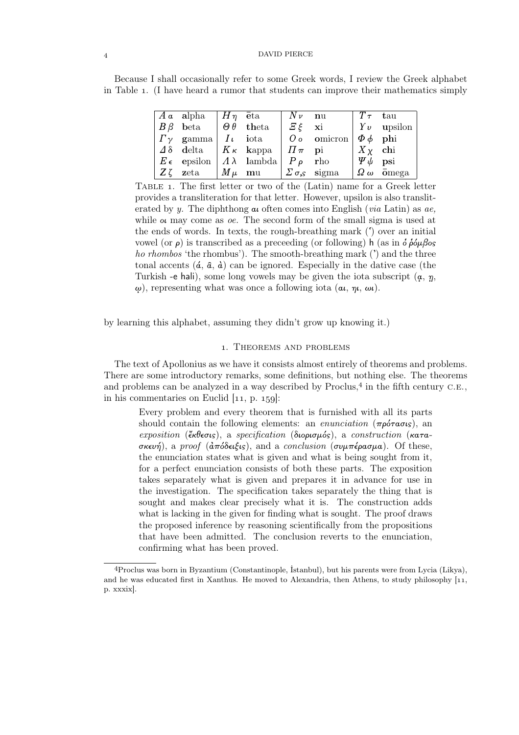Because I shall occasionally refer to some Greek words, I review the Greek alphabet in Table 1. (I have heard a rumor that students can improve their mathematics simply

| | | | | | | | |
|---|---|---|---|---|---|---|---|
| $A\ \alpha$ | **a**lpha | $H\ \eta$ | **ē**ta | $N\ \nu$ | **n**u | $T\ \tau$ | **t**au |
| $B\ \beta$ | **b**eta | $\Theta\ \theta$ | **th**eta | $\Xi\ \xi$ | **x**i | $\Upsilon\ \upsilon$ | **u**psilon |
| $\Gamma\ \gamma$ | **g**amma | $I\ \iota$ | **i**ota | $O\ o$ | **o**micron | $\Phi\ \phi$ | **ph**i |
| $\Delta\ \delta$ | **d**elta | $K\ \kappa$ | **k**appa | $\Pi\ \pi$ | **p**i | $X\ \chi$ | **ch**i |
| $E\ \epsilon$ | **e**psilon | $\Lambda\ \lambda$ | **l**ambda | $P\ \rho$ | **r**ho | $\Psi\ \psi$ | **ps**i |
| $Z\ \zeta$ | **z**eta | $M\ \mu$ | **m**u | $\Sigma\ \sigma, \varsigma$ | **s**igma | $\Omega\ \omega$ | **ō**mega |

Table 1. The first letter or two of the (Latin) name for a Greek letter provides a transliteration for that letter. However, upsilon is also transliterated by *y*. The diphthong αι often comes into English (*via* Latin) as *ae,* while οι may come as *oe*. The second form of the small sigma is used at the ends of words. In texts, the rough-breathing mark (῾) over an initial vowel (or ρ) is transcribed as a preceeding (or following) h (as in ὁ ῥόμβος *ho rhombos* 'the rhombus'). The smooth-breathing mark (᾿) and the three tonal accents (ά, ᾶ, ὰ) can be ignored. Especially in the dative case (the Turkish -e hali), some long vowels may be given the iota subscript (ᾳ, ῃ, ῳ), representing what was once a following iota (αι, ηι, ωι).

by learning this alphabet, assuming they didn't grow up knowing it.)

## 1. Theorems and problems

The text of Apollonius as we have it consists almost entirely of theorems and problems. There are some introductory remarks, some definitions, but nothing else. The theorems and problems can be analyzed in a way described by Proclus,[4] in the fifth century C.E., in his commentaries on Euclid [11, p. 159]:

> Every problem and every theorem that is furnished with all its parts should contain the following elements: an *enunciation* (πρότασις), an *exposition* (ἔκθεσις), a *specification* (διορισμός), a *construction* (κατασκευή), a *proof* (ἀπόδειξις), and a *conclusion* (συμπέρασμα). Of these, the enunciation states what is given and what is being sought from it, for a perfect enunciation consists of both these parts. The exposition takes separately what is given and prepares it in advance for use in the investigation. The specification takes separately the thing that is sought and makes clear precisely what it is. The construction adds what is lacking in the given for finding what is sought. The proof draws the proposed inference by reasoning scientifically from the propositions that have been admitted. The conclusion reverts to the enunciation, confirming what has been proved.

[4]Proclus was born in Byzantium (Constantinople, İstanbul), but his parents were from Lycia (Likya), and he was educated first in Xanthus. He moved to Alexandria, then Athens, to study philosophy [11, p. xxxix].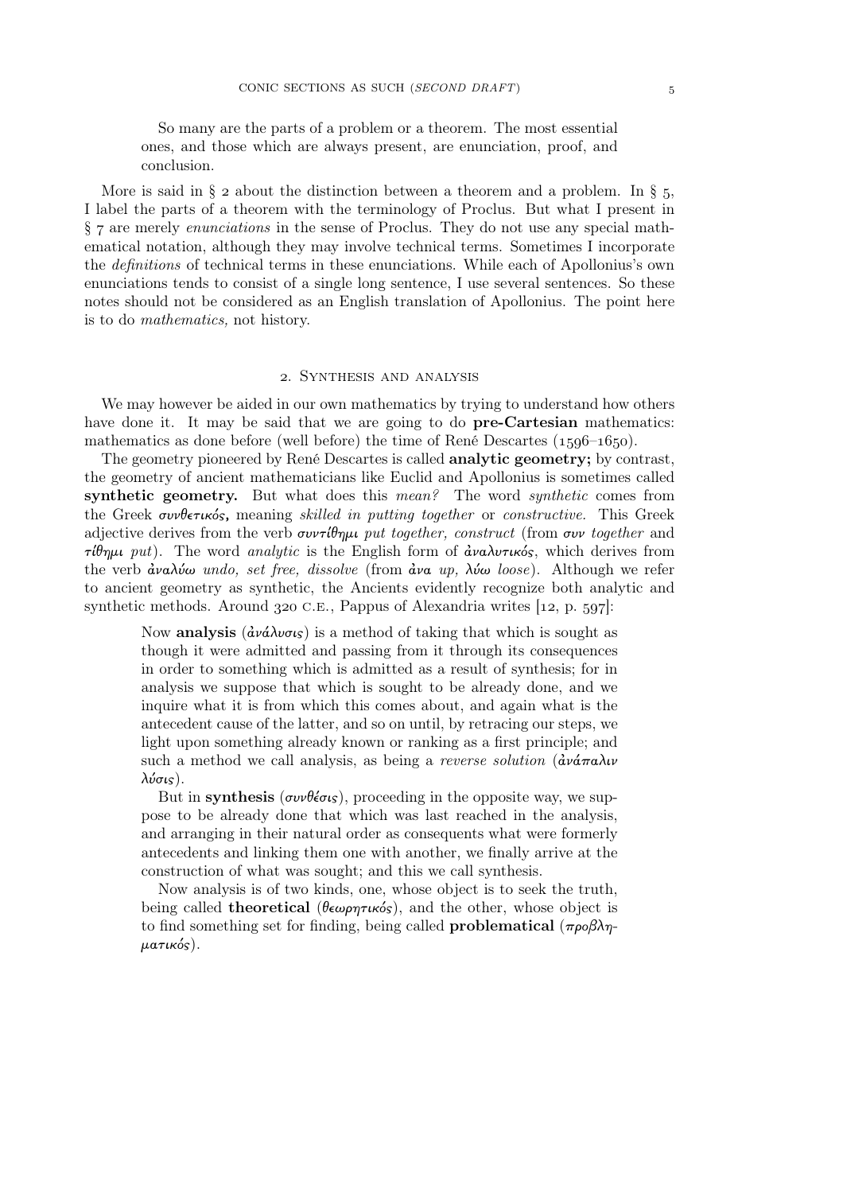So many are the parts of a problem or a theorem. The most essential ones, and those which are always present, are enunciation, proof, and conclusion.

More is said in § 2 about the distinction between a theorem and a problem. In § 5, I label the parts of a theorem with the terminology of Proclus. But what I present in § 7 are merely *enunciations* in the sense of Proclus. They do not use any special mathematical notation, although they may involve technical terms. Sometimes I incorporate the *definitions* of technical terms in these enunciations. While each of Apollonius's own enunciations tends to consist of a single long sentence, I use several sentences. So these notes should not be considered as an English translation of Apollonius. The point here is to do *mathematics,* not history.

## 2. Synthesis and analysis

We may however be aided in our own mathematics by trying to understand how others have done it. It may be said that we are going to do **pre-Cartesian** mathematics: mathematics as done before (well before) the time of René Descartes (1596–1650).

The geometry pioneered by René Descartes is called **analytic geometry;** by contrast, the geometry of ancient mathematicians like Euclid and Apollonius is sometimes called **synthetic geometry.** But what does this *mean?* The word *synthetic* comes from the Greek **συνθετικός,** meaning *skilled in putting together* or *constructive.* This Greek adjective derives from the verb **συντίθημι** *put together, construct* (from **συν** *together* and **τίθημι** *put*). The word *analytic* is the English form of **ἀναλυτικός**, which derives from the verb **ἀναλύω** *undo, set free, dissolve* (from **ἀνα** *up,* **λύω** *loose*). Although we refer to ancient geometry as synthetic, the Ancients evidently recognize both analytic and synthetic methods. Around 320 C.E., Pappus of Alexandria writes [12, p. 597]:

> Now **analysis** (ἀνάλυσις) is a method of taking that which is sought as though it were admitted and passing from it through its consequences in order to something which is admitted as a result of synthesis; for in analysis we suppose that which is sought to be already done, and we inquire what it is from which this comes about, and again what is the antecedent cause of the latter, and so on until, by retracing our steps, we light upon something already known or ranking as a first principle; and such a method we call analysis, as being a *reverse solution* (ἀνάπαλιν λύσις).
>
> But in **synthesis** (συνθέσις), proceeding in the opposite way, we suppose to be already done that which was last reached in the analysis, and arranging in their natural order as consequents what were formerly antecedents and linking them one with another, we finally arrive at the construction of what was sought; and this we call synthesis.
>
> Now analysis is of two kinds, one, whose object is to seek the truth, being called **theoretical** (θεωρητικός), and the other, whose object is to find something set for finding, being called **problematical** (προβληματικός).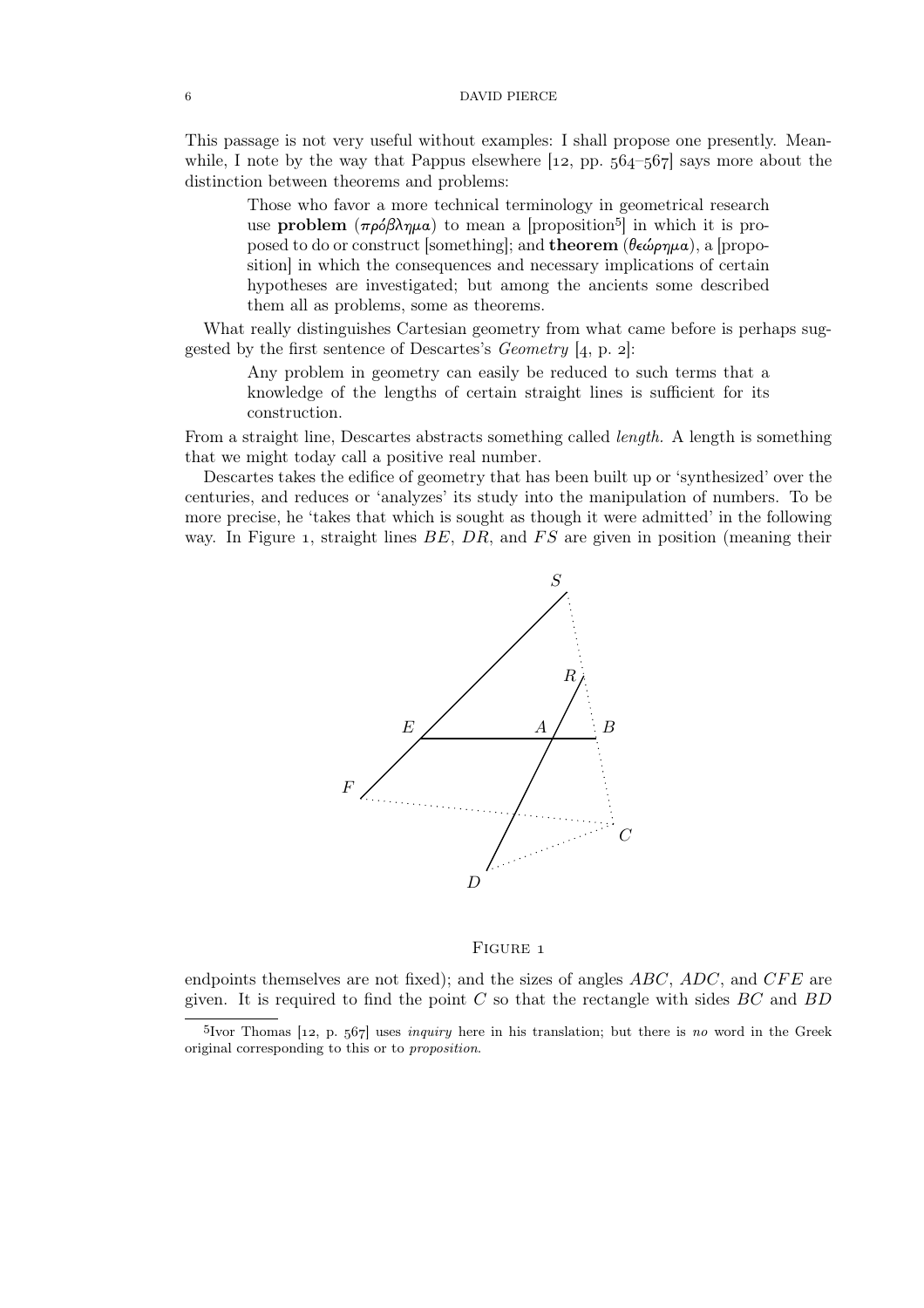This passage is not very useful without examples: I shall propose one presently. Meanwhile, I note by the way that Pappus elsewhere [12, pp. 564–567] says more about the distinction between theorems and problems:

> Those who favor a more technical terminology in geometrical research use **problem** (πρόβλημα) to mean a [proposition[5]] in which it is proposed to do or construct [something]; and **theorem** (θεώρημα), a [proposition] in which the consequences and necessary implications of certain hypotheses are investigated; but among the ancients some described them all as problems, some as theorems.

What really distinguishes Cartesian geometry from what came before is perhaps suggested by the first sentence of Descartes's *Geometry* [4, p. 2]:

> Any problem in geometry can easily be reduced to such terms that a knowledge of the lengths of certain straight lines is sufficient for its construction.

From a straight line, Descartes abstracts something called *length.* A length is something that we might today call a positive real number.

Descartes takes the edifice of geometry that has been built up or 'synthesized' over the centuries, and reduces or 'analyzes' its study into the manipulation of numbers. To be more precise, he 'takes that which is sought as though it were admitted' in the following way. In Figure 1, straight lines $BE$, $DR$, and $FS$ are given in position (meaning their

S
R
E A B
F
C
D

Figure 1

endpoints themselves are not fixed); and the sizes of angles $ABC$, $ADC$, and $CFE$ are given. It is required to find the point $C$ so that the rectangle with sides $BC$ and $BD$

[5] Ivor Thomas [12, p. 567] uses *inquiry* here in his translation; but there is *no* word in the Greek original corresponding to this or to *proposition*.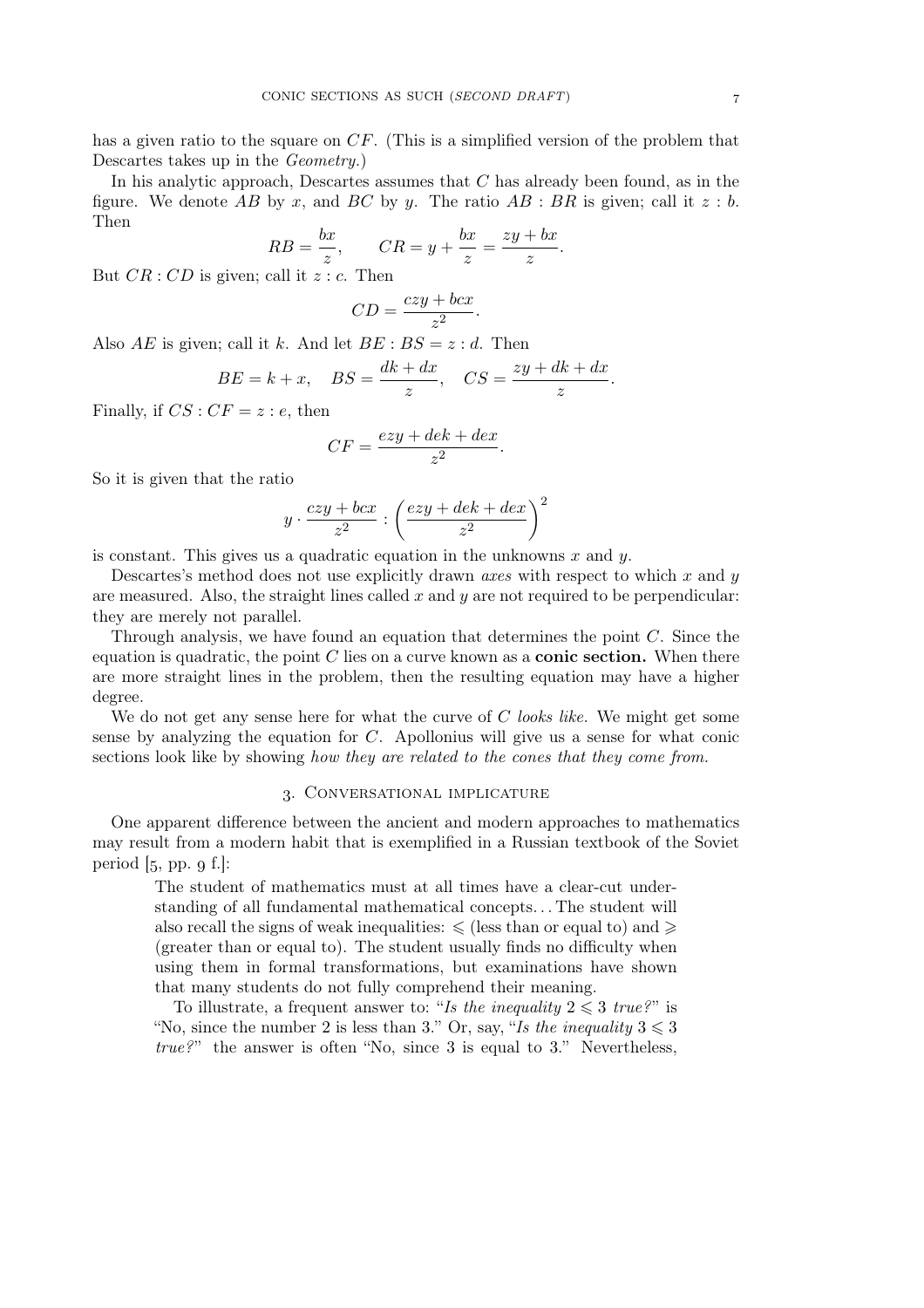has a given ratio to the square on $CF$. (This is a simplified version of the problem that Descartes takes up in the *Geometry*.)

In his analytic approach, Descartes assumes that $C$ has already been found, as in the figure. We denote $AB$ by $x$, and $BC$ by $y$. The ratio $AB : BR$ is given; call it $z : b$. Then

$$RB = \frac{bx}{z}, \qquad CR = y + \frac{bx}{z} = \frac{zy + bx}{z}.$$

But $CR : CD$ is given; call it $z : c$. Then

$$CD = \frac{czy + bcx}{z^2}.$$

Also $AE$ is given; call it $k$. And let $BE : BS = z : d$. Then

$$BE = k + x, \quad BS = \frac{dk + dx}{z}, \quad CS = \frac{zy + dk + dx}{z}.$$

Finally, if $CS : CF = z : e$, then

$$CF = \frac{ezy + dek + dex}{z^2}.$$

So it is given that the ratio

$$y \cdot \frac{czy + bcx}{z^2} : \left(\frac{ezy + dek + dex}{z^2}\right)^2$$

is constant. This gives us a quadratic equation in the unknowns $x$ and $y$.

Descartes's method does not use explicitly drawn *axes* with respect to which $x$ and $y$ are measured. Also, the straight lines called $x$ and $y$ are not required to be perpendicular: they are merely not parallel.

Through analysis, we have found an equation that determines the point $C$. Since the equation is quadratic, the point $C$ lies on a curve known as a **conic section.** When there are more straight lines in the problem, then the resulting equation may have a higher degree.

We do not get any sense here for what the curve of $C$ *looks like.* We might get some sense by analyzing the equation for $C$. Apollonius will give us a sense for what conic sections look like by showing *how they are related to the cones that they come from.*

## 3. Conversational implicature

One apparent difference between the ancient and modern approaches to mathematics may result from a modern habit that is exemplified in a Russian textbook of the Soviet period [5, pp. 9 f.]:

> The student of mathematics must at all times have a clear-cut understanding of all fundamental mathematical concepts... The student will also recall the signs of weak inequalities: $\leqslant$ (less than or equal to) and $\geqslant$ (greater than or equal to). The student usually finds no difficulty when using them in formal transformations, but examinations have shown that many students do not fully comprehend their meaning.
>
> To illustrate, a frequent answer to: "*Is the inequality* $2 \leqslant 3$ *true?*" is "No, since the number 2 is less than 3." Or, say, "*Is the inequality* $3 \leqslant 3$ *true?*" the answer is often "No, since 3 is equal to 3." Nevertheless,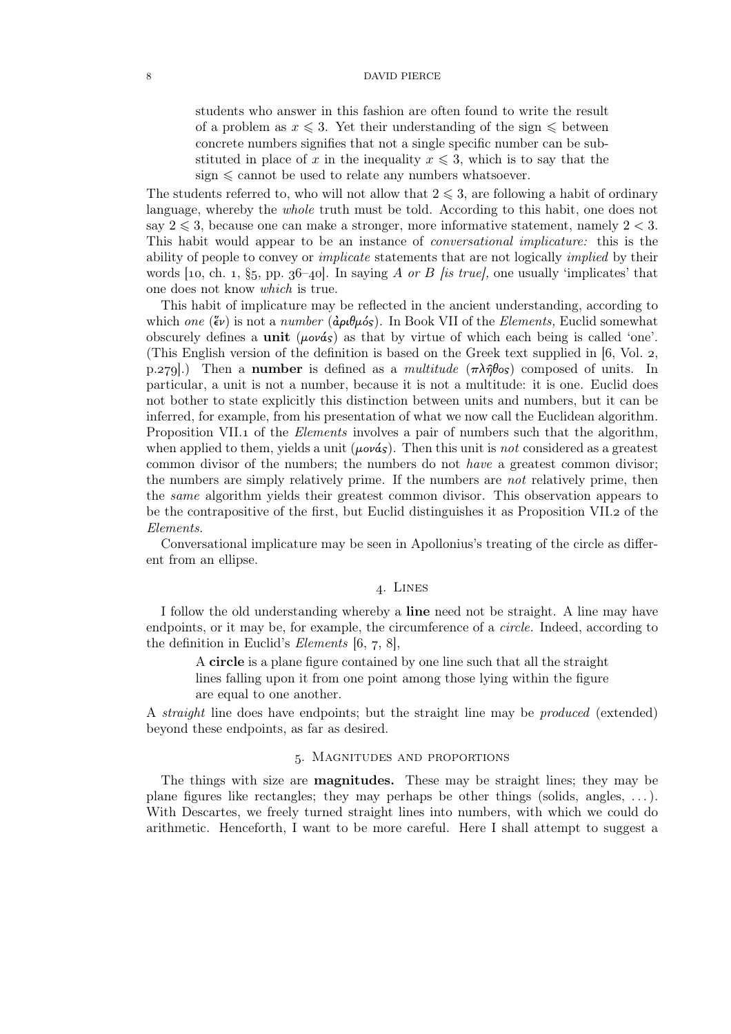> students who answer in this fashion are often found to write the result of a problem as $x \leqslant 3$. Yet their understanding of the sign $\leqslant$ between concrete numbers signifies that not a single specific number can be substituted in place of $x$ in the inequality $x \leqslant 3$, which is to say that the sign $\leqslant$ cannot be used to relate any numbers whatsoever.

The students referred to, who will not allow that $2 \leqslant 3$, are following a habit of ordinary language, whereby the *whole* truth must be told. According to this habit, one does not say $2 \leqslant 3$, because one can make a stronger, more informative statement, namely $2 < 3$. This habit would appear to be an instance of *conversational implicature:* this is the ability of people to convey or *implicate* statements that are not logically *implied* by their words [10, ch. 1, §5, pp. 36–40]. In saying *A or B [is true],* one usually 'implicates' that one does not know *which* is true.

This habit of implicature may be reflected in the ancient understanding, according to which *one* (ἕν) is not a *number* (ἀριθμός). In Book VII of the *Elements,* Euclid somewhat obscurely defines a **unit** (μονάς) as that by virtue of which each being is called 'one'. (This English version of the definition is based on the Greek text supplied in [6, Vol. 2, p.279].) Then a **number** is defined as a *multitude* (πλῆθος) composed of units. In particular, a unit is not a number, because it is not a multitude: it is one. Euclid does not bother to state explicitly this distinction between units and numbers, but it can be inferred, for example, from his presentation of what we now call the Euclidean algorithm. Proposition VII.1 of the *Elements* involves a pair of numbers such that the algorithm, when applied to them, yields a unit (μονάς). Then this unit is *not* considered as a greatest common divisor of the numbers; the numbers do not *have* a greatest common divisor; the numbers are simply relatively prime. If the numbers are *not* relatively prime, then the *same* algorithm yields their greatest common divisor. This observation appears to be the contrapositive of the first, but Euclid distinguishes it as Proposition VII.2 of the *Elements.*

Conversational implicature may be seen in Apollonius's treating of the circle as different from an ellipse.

## 4. Lines

I follow the old understanding whereby a **line** need not be straight. A line may have endpoints, or it may be, for example, the circumference of a *circle.* Indeed, according to the definition in Euclid's *Elements* [6, 7, 8],

> A **circle** is a plane figure contained by one line such that all the straight lines falling upon it from one point among those lying within the figure are equal to one another.

A *straight* line does have endpoints; but the straight line may be *produced* (extended) beyond these endpoints, as far as desired.

## 5. Magnitudes and proportions

The things with size are **magnitudes.** These may be straight lines; they may be plane figures like rectangles; they may perhaps be other things (solids, angles, ...). With Descartes, we freely turned straight lines into numbers, with which we could do arithmetic. Henceforth, I want to be more careful. Here I shall attempt to suggest a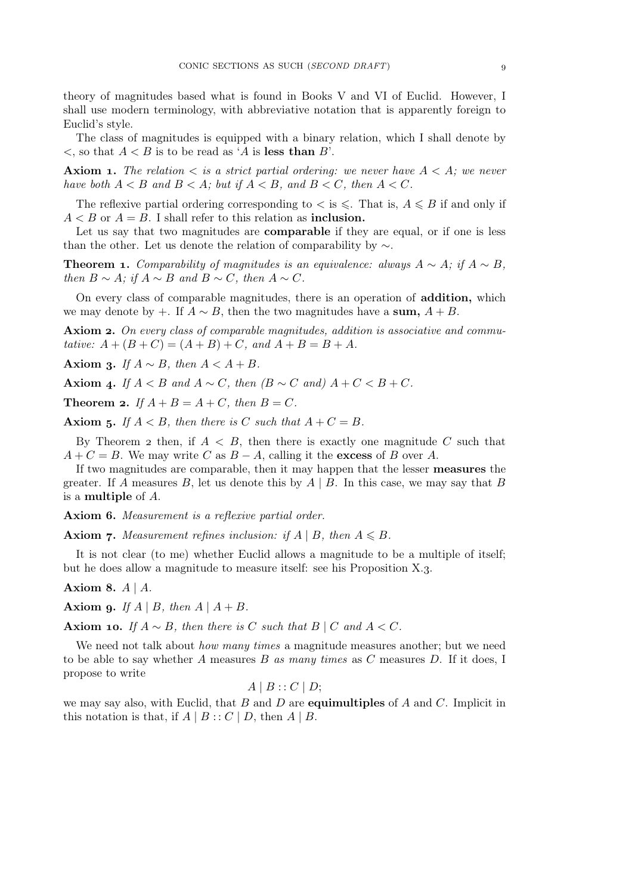theory of magnitudes based what is found in Books V and VI of Euclid. However, I shall use modern terminology, with abbreviative notation that is apparently foreign to Euclid's style.

The class of magnitudes is equipped with a binary relation, which I shall denote by $<$, so that $A < B$ is to be read as '$A$ is **less than** $B$'.

**Axiom 1.** *The relation $<$ is a strict partial ordering: we never have $A < A$; we never have both $A < B$ and $B < A$; but if $A < B$, and $B < C$, then $A < C$.*

The reflexive partial ordering corresponding to $<$ is $\leqslant$. That is, $A \leqslant B$ if and only if $A < B$ or $A = B$. I shall refer to this relation as **inclusion.**

Let us say that two magnitudes are **comparable** if they are equal, or if one is less than the other. Let us denote the relation of comparability by $\sim$.

**Theorem 1.** *Comparability of magnitudes is an equivalence: always $A \sim A$; if $A \sim B$, then $B \sim A$; if $A \sim B$ and $B \sim C$, then $A \sim C$.*

On every class of comparable magnitudes, there is an operation of **addition,** which we may denote by $+$. If $A \sim B$, then the two magnitudes have a **sum,** $A + B$.

**Axiom 2.** *On every class of comparable magnitudes, addition is associative and commutative: $A + (B + C) = (A + B) + C$, and $A + B = B + A$.*

**Axiom 3.** *If $A \sim B$, then $A < A + B$.*

**Axiom 4.** *If $A < B$ and $A \sim C$, then ($B \sim C$ and) $A + C < B + C$.*

**Theorem 2.** *If $A + B = A + C$, then $B = C$.*

**Axiom 5.** *If $A < B$, then there is $C$ such that $A + C = B$.*

By Theorem 2 then, if $A < B$, then there is exactly one magnitude $C$ such that $A + C = B$. We may write $C$ as $B - A$, calling it the **excess** of $B$ over $A$.

If two magnitudes are comparable, then it may happen that the lesser **measures** the greater. If $A$ measures $B$, let us denote this by $A \mid B$. In this case, we may say that $B$ is a **multiple** of $A$.

**Axiom 6.** *Measurement is a reflexive partial order.*

**Axiom 7.** *Measurement refines inclusion: if $A \mid B$, then $A \leqslant B$.*

It is not clear (to me) whether Euclid allows a magnitude to be a multiple of itself; but he does allow a magnitude to measure itself: see his Proposition X.3.

**Axiom 8.** *$A \mid A$.*

**Axiom 9.** *If $A \mid B$, then $A \mid A + B$.*

**Axiom 10.** *If $A \sim B$, then there is $C$ such that $B \mid C$ and $A < C$.*

We need not talk about *how many times* a magnitude measures another; but we need to be able to say whether $A$ measures $B$ *as many times* as $C$ measures $D$. If it does, I propose to write

$$A \mid B :: C \mid D;$$

we may say also, with Euclid, that $B$ and $D$ are **equimultiples** of $A$ and $C$. Implicit in this notation is that, if $A \mid B :: C \mid D$, then $A \mid B$.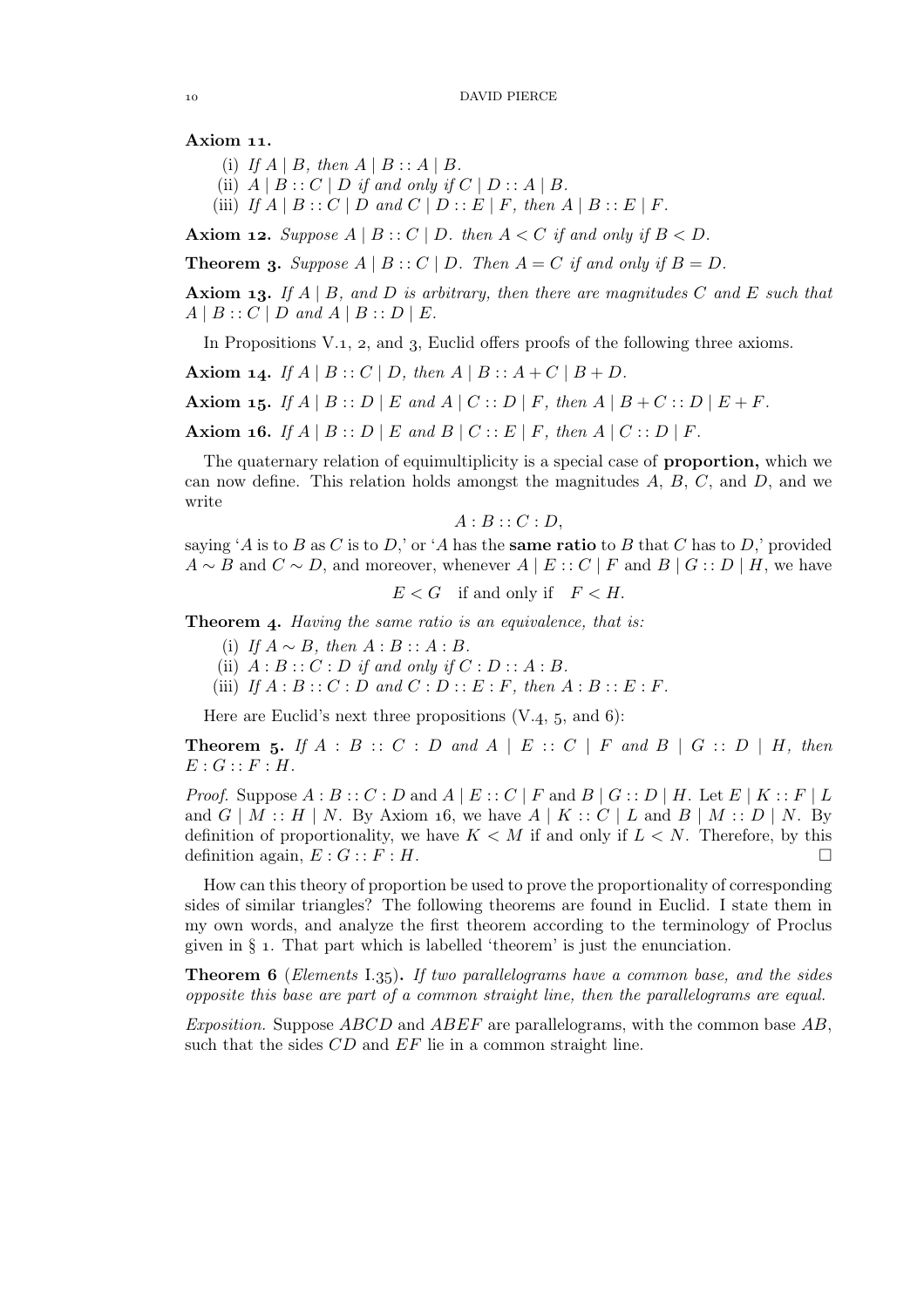**Axiom 11.**

(i) *If* $A \mid B$, *then* $A \mid B :: A \mid B$.

(ii) $A \mid B :: C \mid D$ *if and only if* $C \mid D :: A \mid B$.

(iii) *If* $A \mid B :: C \mid D$ *and* $C \mid D :: E \mid F$, *then* $A \mid B :: E \mid F$.

**Axiom 12.** *Suppose* $A \mid B :: C \mid D$. *then* $A < C$ *if and only if* $B < D$.

**Theorem 3.** *Suppose* $A \mid B :: C \mid D$. *Then* $A = C$ *if and only if* $B = D$.

**Axiom 13.** *If* $A \mid B$, *and* $D$ *is arbitrary, then there are magnitudes* $C$ *and* $E$ *such that* $A \mid B :: C \mid D$ *and* $A \mid B :: D \mid E$.

In Propositions V.1, 2, and 3, Euclid offers proofs of the following three axioms.

**Axiom 14.** *If* $A \mid B :: C \mid D$, *then* $A \mid B :: A + C \mid B + D$.

**Axiom 15.** *If* $A \mid B :: D \mid E$ *and* $A \mid C :: D \mid F$, *then* $A \mid B + C :: D \mid E + F$.

**Axiom 16.** *If* $A \mid B :: D \mid E$ *and* $B \mid C :: E \mid F$, *then* $A \mid C :: D \mid F$.

The quaternary relation of equimultiplicity is a special case of **proportion,** which we can now define. This relation holds amongst the magnitudes $A$, $B$, $C$, and $D$, and we write

$$A : B :: C : D,$$

saying '$A$ is to $B$ as $C$ is to $D$,' or '$A$ has the **same ratio** to $B$ that $C$ has to $D$,' provided $A \sim B$ and $C \sim D$, and moreover, whenever $A \mid E :: C \mid F$ and $B \mid G :: D \mid H$, we have

$$E < G \quad \text{if and only if} \quad F < H.$$

**Theorem 4.** *Having the same ratio is an equivalence, that is:*

(i) *If* $A \sim B$, *then* $A : B :: A : B$.

(ii) $A : B :: C : D$ *if and only if* $C : D :: A : B$.

(iii) *If* $A : B :: C : D$ *and* $C : D :: E : F$, *then* $A : B :: E : F$.

Here are Euclid's next three propositions (V.4, 5, and 6):

**Theorem 5.** *If* $A : B :: C : D$ *and* $A \mid E :: C \mid F$ *and* $B \mid G :: D \mid H$, *then* $E : G :: F : H$.

*Proof.* Suppose $A : B :: C : D$ and $A \mid E :: C \mid F$ and $B \mid G :: D \mid H$. Let $E \mid K :: F \mid L$ and $G \mid M :: H \mid N$. By Axiom 16, we have $A \mid K :: C \mid L$ and $B \mid M :: D \mid N$. By definition of proportionality, we have $K < M$ if and only if $L < N$. Therefore, by this definition again, $E : G :: F : H$. □

How can this theory of proportion be used to prove the proportionality of corresponding sides of similar triangles? The following theorems are found in Euclid. I state them in my own words, and analyze the first theorem according to the terminology of Proclus given in § 1. That part which is labelled 'theorem' is just the enunciation.

**Theorem 6** (*Elements* I.35)**.** *If two parallelograms have a common base, and the sides opposite this base are part of a common straight line, then the parallelograms are equal.*

*Exposition.* Suppose $ABCD$ and $ABEF$ are parallelograms, with the common base $AB$, such that the sides $CD$ and $EF$ lie in a common straight line.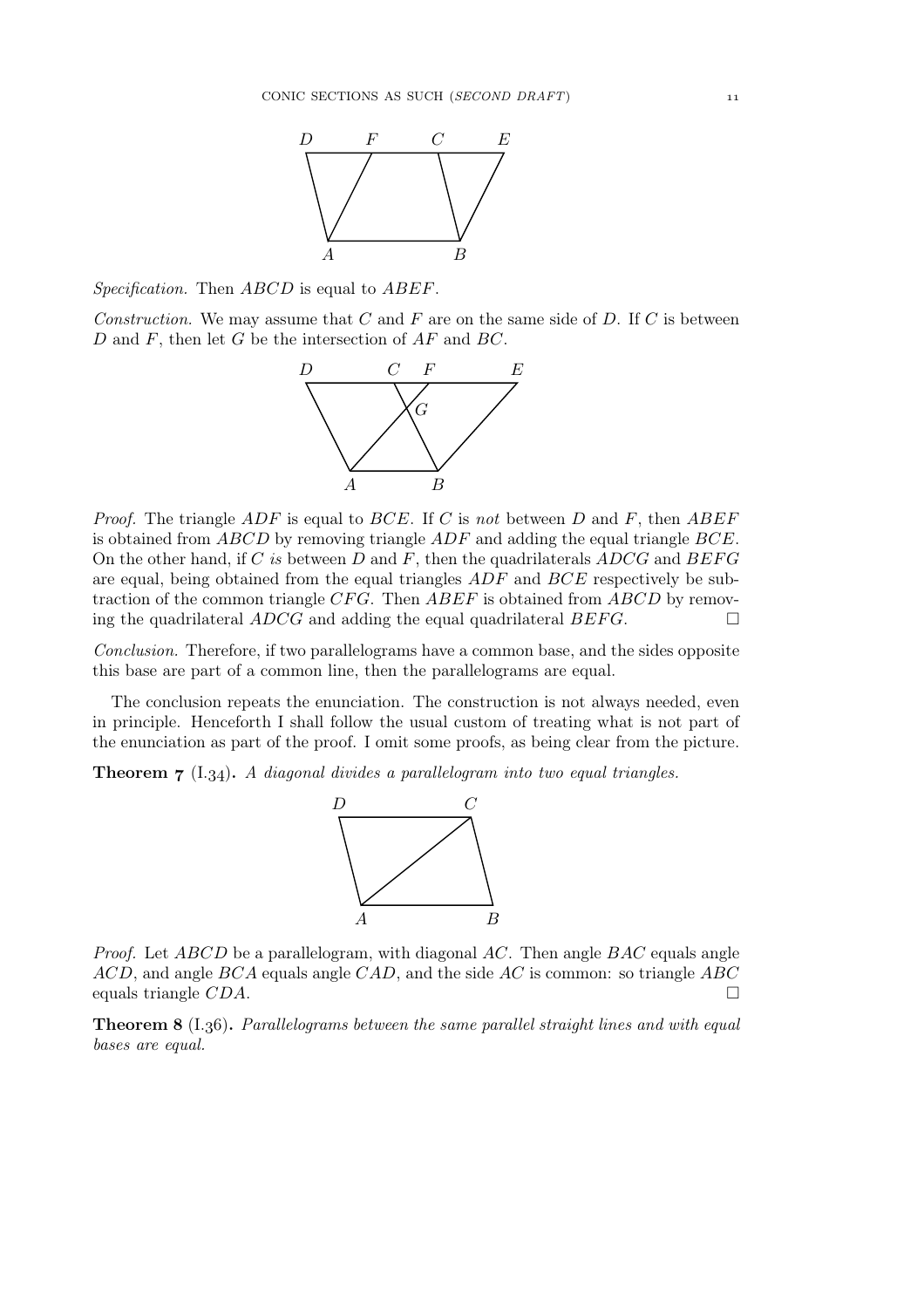*Specification.* Then $ABCD$ is equal to $ABEF$.

*Construction.* We may assume that $C$ and $F$ are on the same side of $D$. If $C$ is between $D$ and $F$, then let $G$ be the intersection of $AF$ and $BC$.

*Proof.* The triangle $ADF$ is equal to $BCE$. If $C$ is *not* between $D$ and $F$, then $ABEF$ is obtained from $ABCD$ by removing triangle $ADF$ and adding the equal triangle $BCE$. On the other hand, if $C$ *is* between $D$ and $F$, then the quadrilaterals $ADCG$ and $BEFG$ are equal, being obtained from the equal triangles $ADF$ and $BCE$ respectively be subtraction of the common triangle $CFG$. Then $ABEF$ is obtained from $ABCD$ by removing the quadrilateral $ADCG$ and adding the equal quadrilateral $BEFG$. □

*Conclusion.* Therefore, if two parallelograms have a common base, and the sides opposite this base are part of a common line, then the parallelograms are equal.

The conclusion repeats the enunciation. The construction is not always needed, even in principle. Henceforth I shall follow the usual custom of treating what is not part of the enunciation as part of the proof. I omit some proofs, as being clear from the picture.

**Theorem 7** (I.34)**.** *A diagonal divides a parallelogram into two equal triangles.*

*Proof.* Let $ABCD$ be a parallelogram, with diagonal $AC$. Then angle $BAC$ equals angle $ACD$, and angle $BCA$ equals angle $CAD$, and the side $AC$ is common: so triangle $ABC$ equals triangle $CDA$. □

**Theorem 8** (I.36)**.** *Parallelograms between the same parallel straight lines and with equal bases are equal.*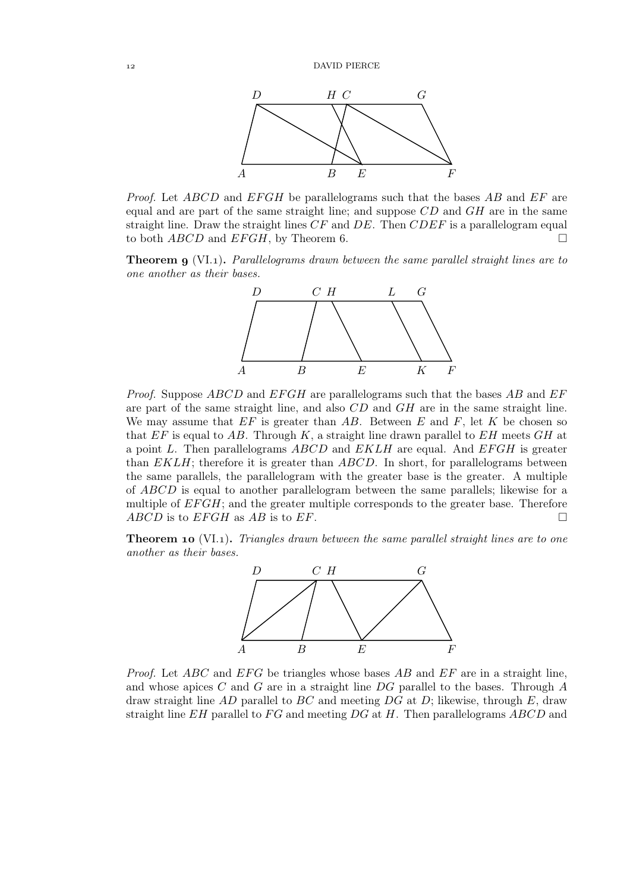*Proof.* Let $ABCD$ and $EFGH$ be parallelograms such that the bases $AB$ and $EF$ are equal and are part of the same straight line; and suppose $CD$ and $GH$ are in the same straight line. Draw the straight lines $CF$ and $DE$. Then $CDEF$ is a parallelogram equal to both $ABCD$ and $EFGH$, by Theorem 6. □

**Theorem 9** (VI.1). *Parallelograms drawn between the same parallel straight lines are to one another as their bases.*

*Proof.* Suppose $ABCD$ and $EFGH$ are parallelograms such that the bases $AB$ and $EF$ are part of the same straight line, and also $CD$ and $GH$ are in the same straight line. We may assume that $EF$ is greater than $AB$. Between $E$ and $F$, let $K$ be chosen so that $EF$ is equal to $AB$. Through $K$, a straight line drawn parallel to $EH$ meets $GH$ at a point $L$. Then parallelograms $ABCD$ and $EKLH$ are equal. And $EFGH$ is greater than $EKLH$; therefore it is greater than $ABCD$. In short, for parallelograms between the same parallels, the parallelogram with the greater base is the greater. A multiple of $ABCD$ is equal to another parallelogram between the same parallels; likewise for a multiple of $EFGH$; and the greater multiple corresponds to the greater base. Therefore $ABCD$ is to $EFGH$ as $AB$ is to $EF$. □

**Theorem 10** (VI.1). *Triangles drawn between the same parallel straight lines are to one another as their bases.*

*Proof.* Let $ABC$ and $EFG$ be triangles whose bases $AB$ and $EF$ are in a straight line, and whose apices $C$ and $G$ are in a straight line $DG$ parallel to the bases. Through $A$ draw straight line $AD$ parallel to $BC$ and meeting $DG$ at $D$; likewise, through $E$, draw straight line $EH$ parallel to $FG$ and meeting $DG$ at $H$. Then parallelograms $ABCD$ and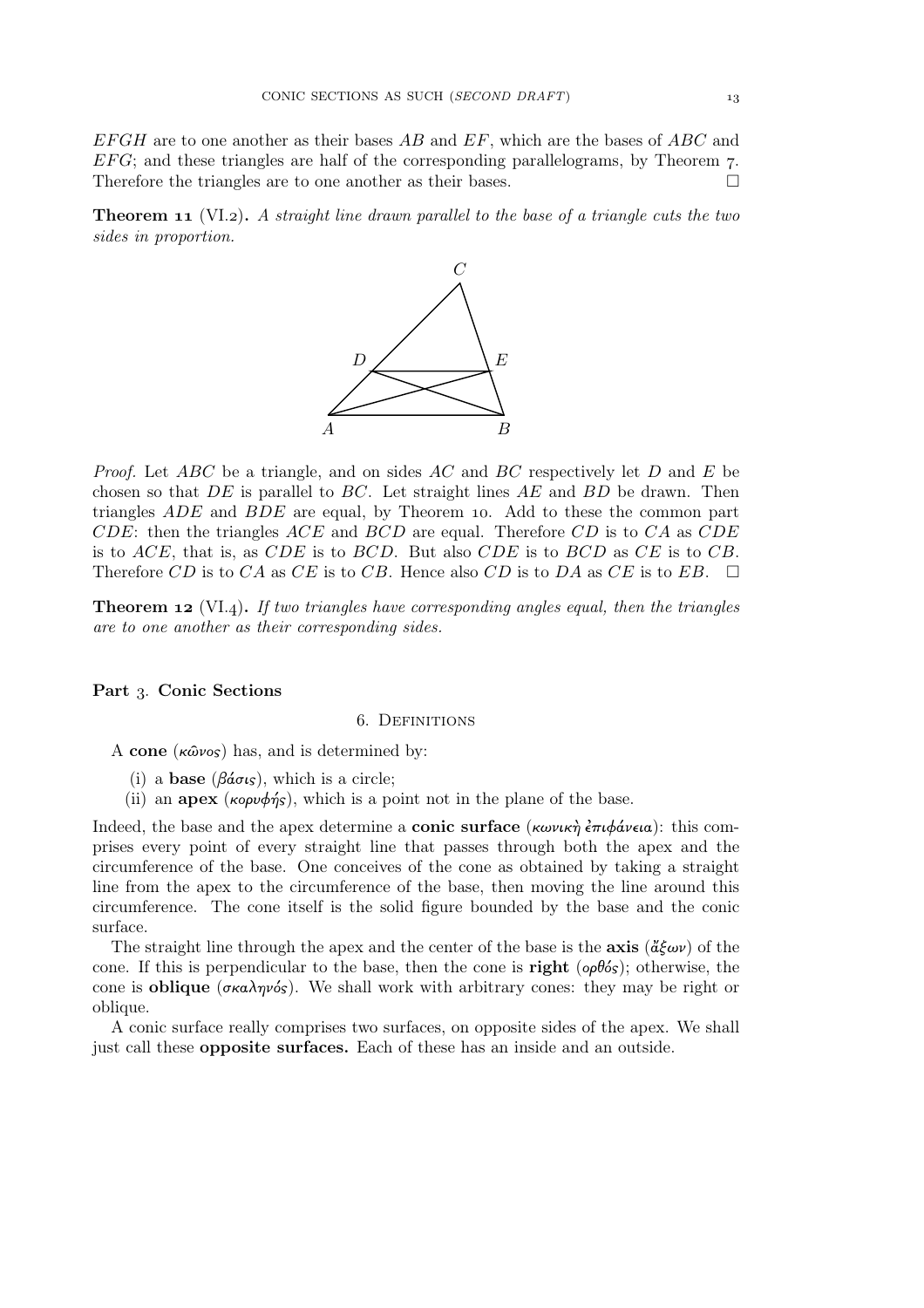$EFGH$ are to one another as their bases $AB$ and $EF$, which are the bases of $ABC$ and $EFG$; and these triangles are half of the corresponding parallelograms, by Theorem 7. Therefore the triangles are to one another as their bases. □

**Theorem 11** (VI.2)**.** *A straight line drawn parallel to the base of a triangle cuts the two sides in proportion.*

C

D E

A B

*Proof.* Let $ABC$ be a triangle, and on sides $AC$ and $BC$ respectively let $D$ and $E$ be chosen so that $DE$ is parallel to $BC$. Let straight lines $AE$ and $BD$ be drawn. Then triangles $ADE$ and $BDE$ are equal, by Theorem 10. Add to these the common part $CDE$: then the triangles $ACE$ and $BCD$ are equal. Therefore $CD$ is to $CA$ as $CDE$ is to $ACE$, that is, as $CDE$ is to $BCD$. But also $CDE$ is to $BCD$ as $CE$ is to $CB$. Therefore $CD$ is to $CA$ as $CE$ is to $CB$. Hence also $CD$ is to $DA$ as $CE$ is to $EB$. □

**Theorem 12** (VI.4)**.** *If two triangles have corresponding angles equal, then the triangles are to one another as their corresponding sides.*

## Part 3. Conic Sections

### 6. Definitions

A **cone** (*κῶνος*) has, and is determined by:

(i) a **base** (*βάσις*), which is a circle;
(ii) an **apex** (*κορυφής*), which is a point not in the plane of the base.

Indeed, the base and the apex determine a **conic surface** (*κωνικὴ ἐπιφάνεια*): this comprises every point of every straight line that passes through both the apex and the circumference of the base. One conceives of the cone as obtained by taking a straight line from the apex to the circumference of the base, then moving the line around this circumference. The cone itself is the solid figure bounded by the base and the conic surface.

The straight line through the apex and the center of the base is the **axis** (*ἄξων*) of the cone. If this is perpendicular to the base, then the cone is **right** (*ορθός*); otherwise, the cone is **oblique** (*σκαληνός*). We shall work with arbitrary cones: they may be right or oblique.

A conic surface really comprises two surfaces, on opposite sides of the apex. We shall just call these **opposite surfaces.** Each of these has an inside and an outside.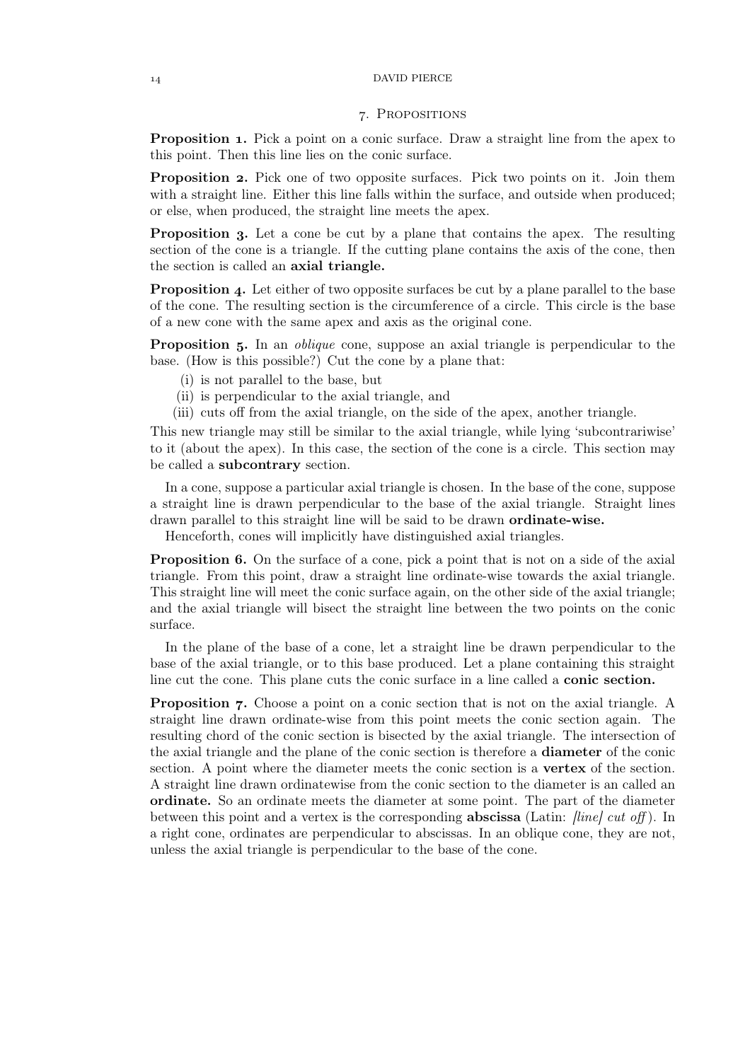## 7. Propositions

**Proposition 1.** Pick a point on a conic surface. Draw a straight line from the apex to this point. Then this line lies on the conic surface.

**Proposition 2.** Pick one of two opposite surfaces. Pick two points on it. Join them with a straight line. Either this line falls within the surface, and outside when produced; or else, when produced, the straight line meets the apex.

**Proposition 3.** Let a cone be cut by a plane that contains the apex. The resulting section of the cone is a triangle. If the cutting plane contains the axis of the cone, then the section is called an **axial triangle.**

**Proposition 4.** Let either of two opposite surfaces be cut by a plane parallel to the base of the cone. The resulting section is the circumference of a circle. This circle is the base of a new cone with the same apex and axis as the original cone.

**Proposition 5.** In an *oblique* cone, suppose an axial triangle is perpendicular to the base. (How is this possible?) Cut the cone by a plane that:

(i) is not parallel to the base, but
(ii) is perpendicular to the axial triangle, and
(iii) cuts off from the axial triangle, on the side of the apex, another triangle.

This new triangle may still be similar to the axial triangle, while lying 'subcontrariwise' to it (about the apex). In this case, the section of the cone is a circle. This section may be called a **subcontrary** section.

In a cone, suppose a particular axial triangle is chosen. In the base of the cone, suppose a straight line is drawn perpendicular to the base of the axial triangle. Straight lines drawn parallel to this straight line will be said to be drawn **ordinate-wise.**

Henceforth, cones will implicitly have distinguished axial triangles.

**Proposition 6.** On the surface of a cone, pick a point that is not on a side of the axial triangle. From this point, draw a straight line ordinate-wise towards the axial triangle. This straight line will meet the conic surface again, on the other side of the axial triangle; and the axial triangle will bisect the straight line between the two points on the conic surface.

In the plane of the base of a cone, let a straight line be drawn perpendicular to the base of the axial triangle, or to this base produced. Let a plane containing this straight line cut the cone. This plane cuts the conic surface in a line called a **conic section.**

**Proposition 7.** Choose a point on a conic section that is not on the axial triangle. A straight line drawn ordinate-wise from this point meets the conic section again. The resulting chord of the conic section is bisected by the axial triangle. The intersection of the axial triangle and the plane of the conic section is therefore a **diameter** of the conic section. A point where the diameter meets the conic section is a **vertex** of the section. A straight line drawn ordinatewise from the conic section to the diameter is an called an **ordinate.** So an ordinate meets the diameter at some point. The part of the diameter between this point and a vertex is the corresponding **abscissa** (Latin: *[line] cut off*). In a right cone, ordinates are perpendicular to abscissas. In an oblique cone, they are not, unless the axial triangle is perpendicular to the base of the cone.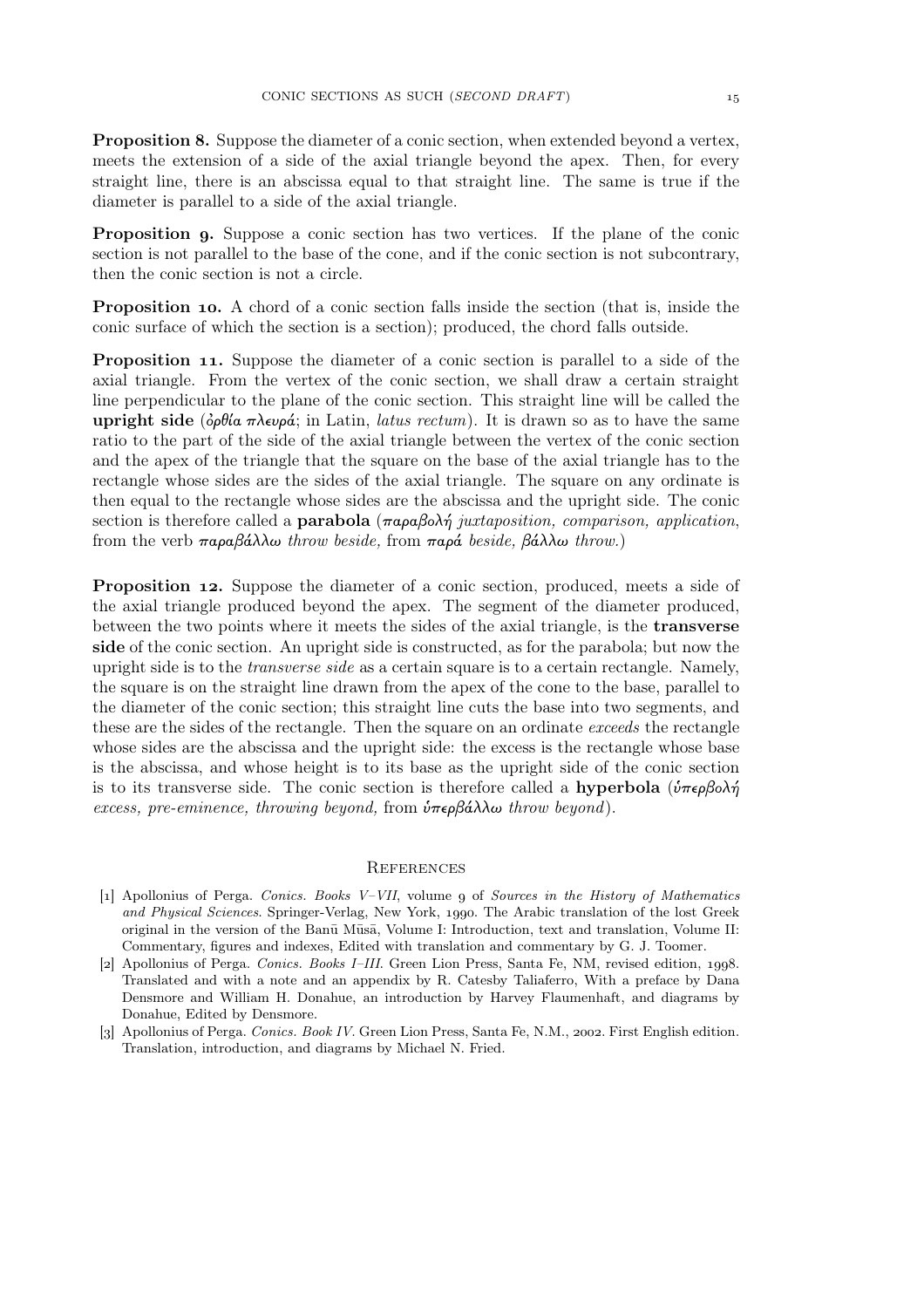**Proposition 8.** Suppose the diameter of a conic section, when extended beyond a vertex, meets the extension of a side of the axial triangle beyond the apex. Then, for every straight line, there is an abscissa equal to that straight line. The same is true if the diameter is parallel to a side of the axial triangle.

**Proposition 9.** Suppose a conic section has two vertices. If the plane of the conic section is not parallel to the base of the cone, and if the conic section is not subcontrary, then the conic section is not a circle.

**Proposition 10.** A chord of a conic section falls inside the section (that is, inside the conic surface of which the section is a section); produced, the chord falls outside.

**Proposition 11.** Suppose the diameter of a conic section is parallel to a side of the axial triangle. From the vertex of the conic section, we shall draw a certain straight line perpendicular to the plane of the conic section. This straight line will be called the **upright side** (ὀρθία πλευρά; in Latin, *latus rectum*). It is drawn so as to have the same ratio to the part of the side of the axial triangle between the vertex of the conic section and the apex of the triangle that the square on the base of the axial triangle has to the rectangle whose sides are the sides of the axial triangle. The square on any ordinate is then equal to the rectangle whose sides are the abscissa and the upright side. The conic section is therefore called a **parabola** (παραβολή *juxtaposition, comparison, application*, from the verb παραβάλλω *throw beside,* from παρά *beside,* βάλλω *throw.*)

**Proposition 12.** Suppose the diameter of a conic section, produced, meets a side of the axial triangle produced beyond the apex. The segment of the diameter produced, between the two points where it meets the sides of the axial triangle, is the **transverse side** of the conic section. An upright side is constructed, as for the parabola; but now the upright side is to the *transverse side* as a certain square is to a certain rectangle. Namely, the square is on the straight line drawn from the apex of the cone to the base, parallel to the diameter of the conic section; this straight line cuts the base into two segments, and these are the sides of the rectangle. Then the square on an ordinate *exceeds* the rectangle whose sides are the abscissa and the upright side: the excess is the rectangle whose base is the abscissa, and whose height is to its base as the upright side of the conic section is to its transverse side. The conic section is therefore called a **hyperbola** (ὑπερβολή *excess, pre-eminence, throwing beyond,* from ὑπερβάλλω *throw beyond*).

## References

[1] Apollonius of Perga. *Conics. Books V–VII*, volume 9 of *Sources in the History of Mathematics and Physical Sciences*. Springer-Verlag, New York, 1990. The Arabic translation of the lost Greek original in the version of the Banū Mūsā, Volume I: Introduction, text and translation, Volume II: Commentary, figures and indexes, Edited with translation and commentary by G. J. Toomer.

[2] Apollonius of Perga. *Conics. Books I–III*. Green Lion Press, Santa Fe, NM, revised edition, 1998. Translated and with a note and an appendix by R. Catesby Taliaferro, With a preface by Dana Densmore and William H. Donahue, an introduction by Harvey Flaumenhaft, and diagrams by Donahue, Edited by Densmore.

[3] Apollonius of Perga. *Conics. Book IV*. Green Lion Press, Santa Fe, N.M., 2002. First English edition. Translation, introduction, and diagrams by Michael N. Fried.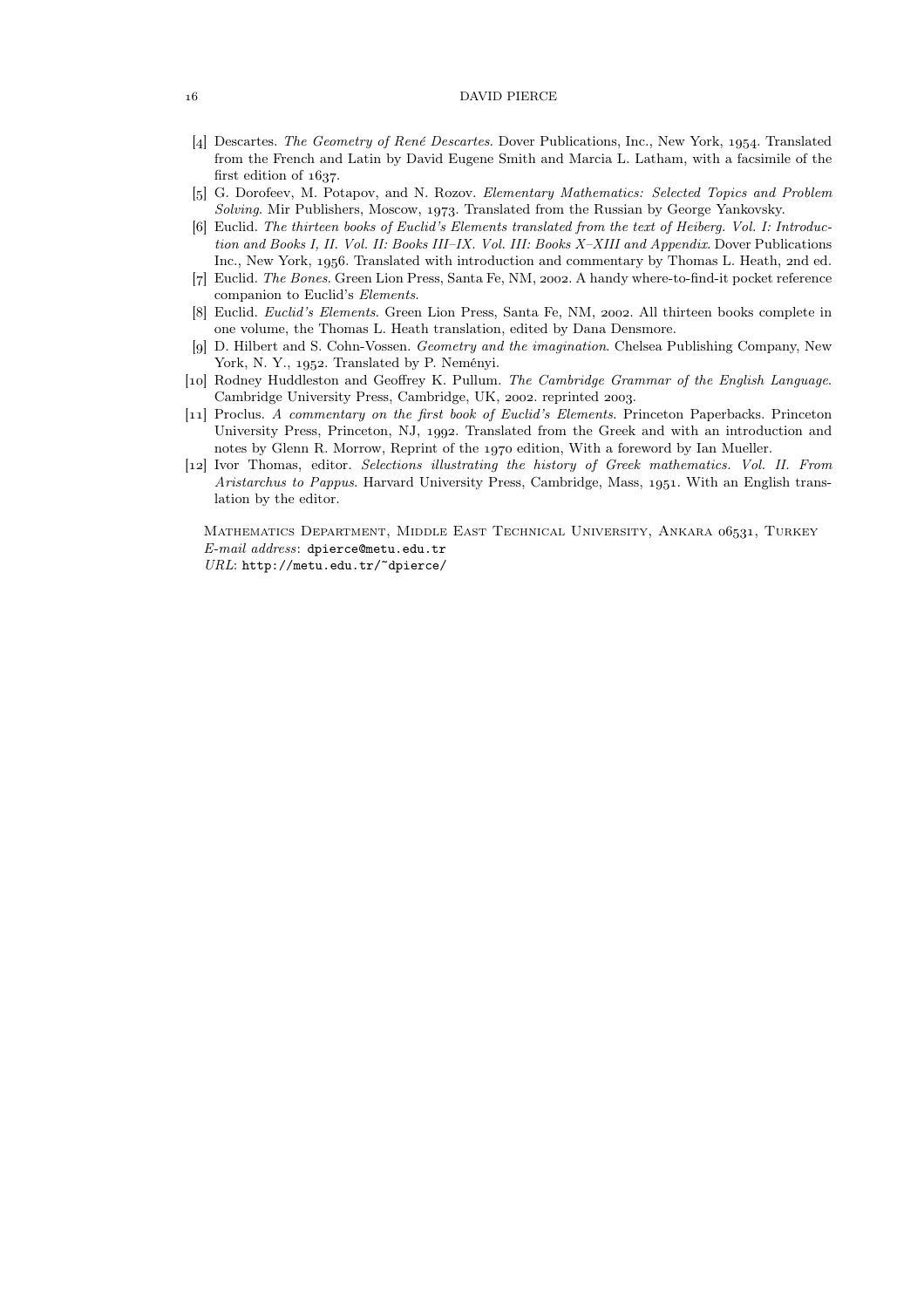[4] Descartes. *The Geometry of René Descartes*. Dover Publications, Inc., New York, 1954. Translated from the French and Latin by David Eugene Smith and Marcia L. Latham, with a facsimile of the first edition of 1637.

[5] G. Dorofeev, M. Potapov, and N. Rozov. *Elementary Mathematics: Selected Topics and Problem Solving*. Mir Publishers, Moscow, 1973. Translated from the Russian by George Yankovsky.

[6] Euclid. *The thirteen books of Euclid's Elements translated from the text of Heiberg. Vol. I: Introduction and Books I, II. Vol. II: Books III–IX. Vol. III: Books X–XIII and Appendix*. Dover Publications Inc., New York, 1956. Translated with introduction and commentary by Thomas L. Heath, 2nd ed.

[7] Euclid. *The Bones*. Green Lion Press, Santa Fe, NM, 2002. A handy where-to-find-it pocket reference companion to Euclid's *Elements*.

[8] Euclid. *Euclid's Elements*. Green Lion Press, Santa Fe, NM, 2002. All thirteen books complete in one volume, the Thomas L. Heath translation, edited by Dana Densmore.

[9] D. Hilbert and S. Cohn-Vossen. *Geometry and the imagination*. Chelsea Publishing Company, New York, N. Y., 1952. Translated by P. Neményi.

[10] Rodney Huddleston and Geoffrey K. Pullum. *The Cambridge Grammar of the English Language*. Cambridge University Press, Cambridge, UK, 2002. reprinted 2003.

[11] Proclus. *A commentary on the first book of Euclid's Elements*. Princeton Paperbacks. Princeton University Press, Princeton, NJ, 1992. Translated from the Greek and with an introduction and notes by Glenn R. Morrow, Reprint of the 1970 edition, With a foreword by Ian Mueller.

[12] Ivor Thomas, editor. *Selections illustrating the history of Greek mathematics. Vol. II. From Aristarchus to Pappus*. Harvard University Press, Cambridge, Mass, 1951. With an English translation by the editor.

Mathematics Department, Middle East Technical University, Ankara 06531, Turkey
*E-mail address*: dpierce@metu.edu.tr
*URL*: http://metu.edu.tr/~dpierce/